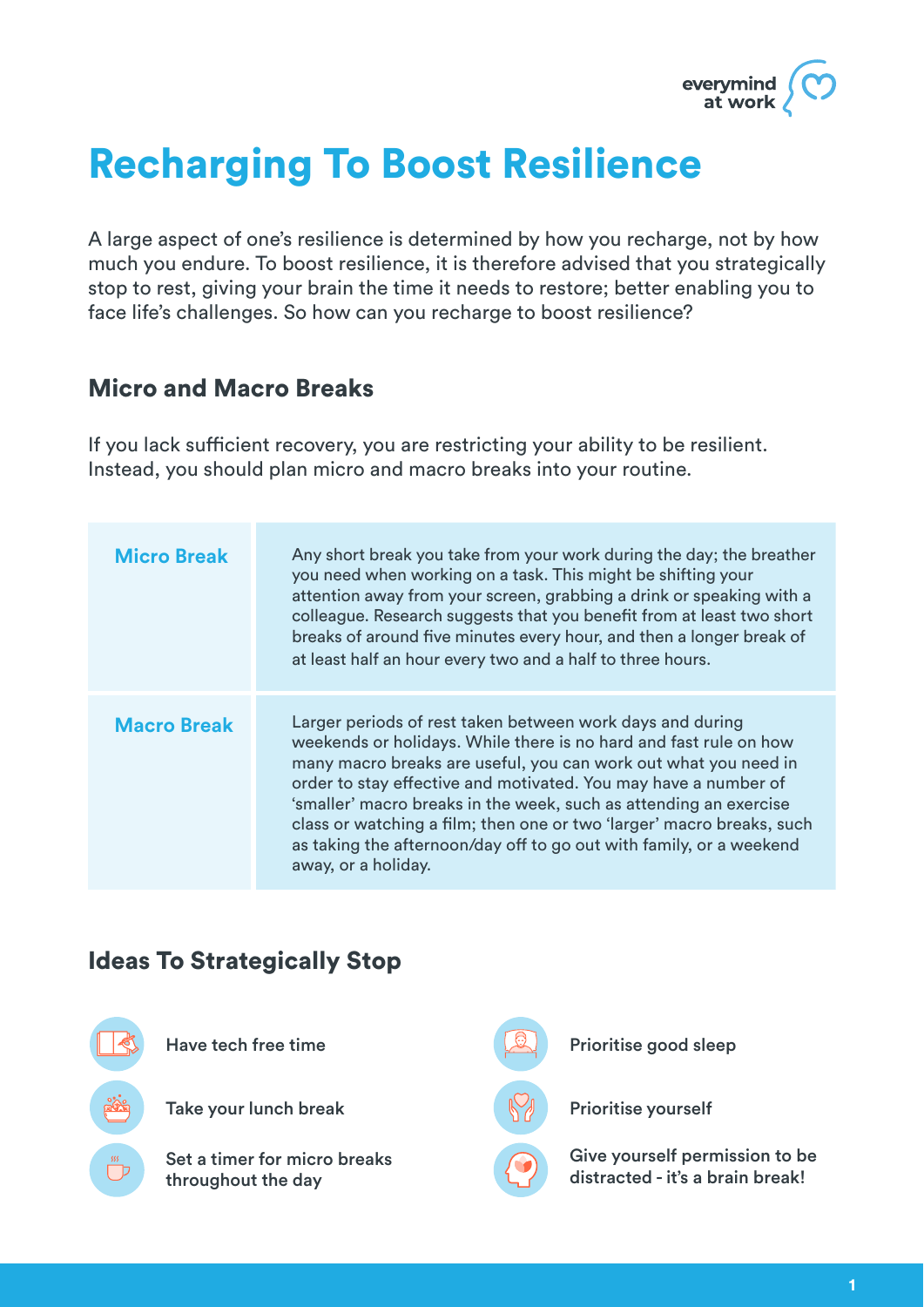# Recharging To Boost Resilience

A large aspect of one's resilience is determined by how you recharge, not by how much you endure. To boost resilience, it is therefore advised that you strategically stop to rest, giving your brain the time it needs to restore; better enabling you to face life's challenges. So how can you recharge to boost resilience?

## Micro and Macro Breaks

If you lack sufficient recovery, you are restricting your ability to be resilient. Instead, you should plan micro and macro breaks into your routine.

| | |
|---|---|
| **Micro Break** | Any short break you take from your work during the day; the breather you need when working on a task. This might be shifting your attention away from your screen, grabbing a drink or speaking with a colleague. Research suggests that you benefit from at least two short breaks of around five minutes every hour, and then a longer break of at least half an hour every two and a half to three hours. |
| **Macro Break** | Larger periods of rest taken between work days and during weekends or holidays. While there is no hard and fast rule on how many macro breaks are useful, you can work out what you need in order to stay effective and motivated. You may have a number of 'smaller' macro breaks in the week, such as attending an exercise class or watching a film; then one or two 'larger' macro breaks, such as taking the afternoon/day off to go out with family, or a weekend away, or a holiday. |

## Ideas To Strategically Stop

- Have tech free time
- Take your lunch break
- Set a timer for micro breaks throughout the day
- Prioritise good sleep
- Prioritise yourself
- Give yourself permission to be distracted - it's a brain break!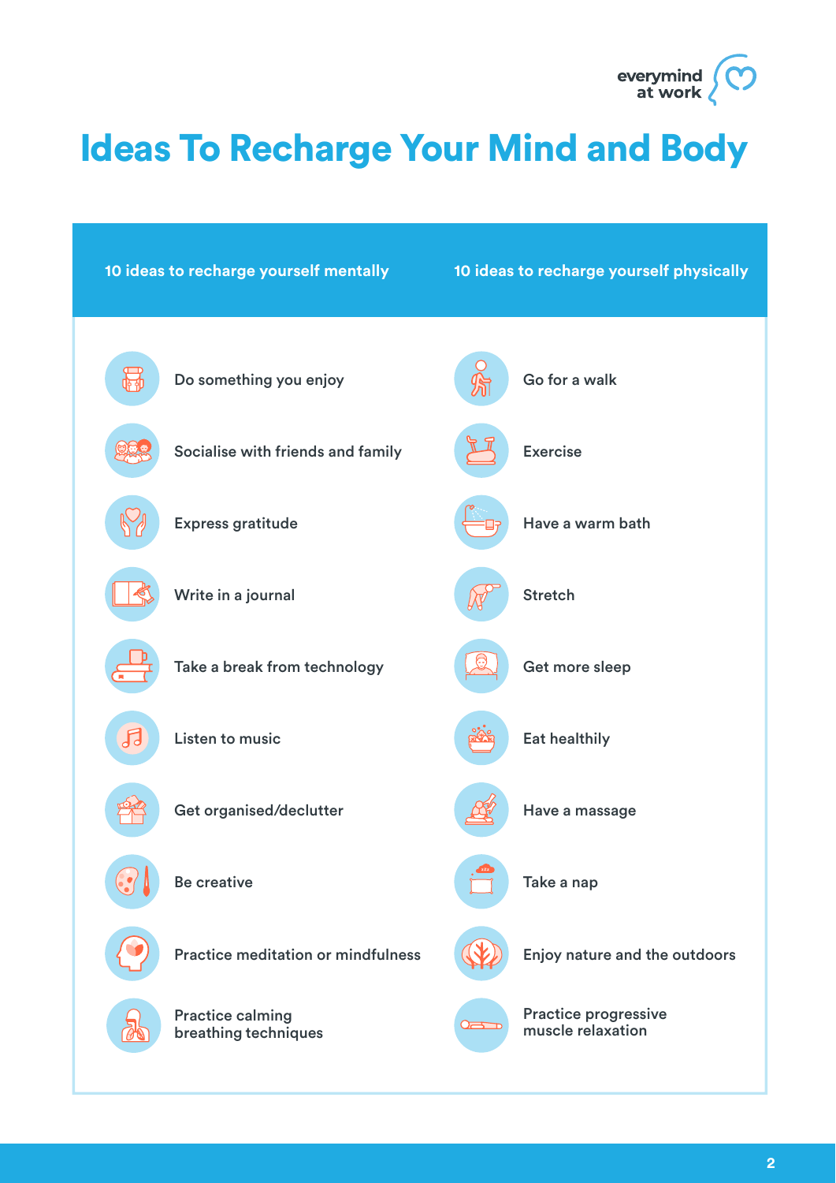# Ideas To Recharge Your Mind and Body

| 10 ideas to recharge yourself mentally | 10 ideas to recharge yourself physically |
| --- | --- |
| Do something you enjoy | Go for a walk |
| Socialise with friends and family | Exercise |
| Express gratitude | Have a warm bath |
| Write in a journal | Stretch |
| Take a break from technology | Get more sleep |
| Listen to music | Eat healthily |
| Get organised/declutter | Have a massage |
| Be creative | Take a nap |
| Practice meditation or mindfulness | Enjoy nature and the outdoors |
| Practice calming breathing techniques | Practice progressive muscle relaxation |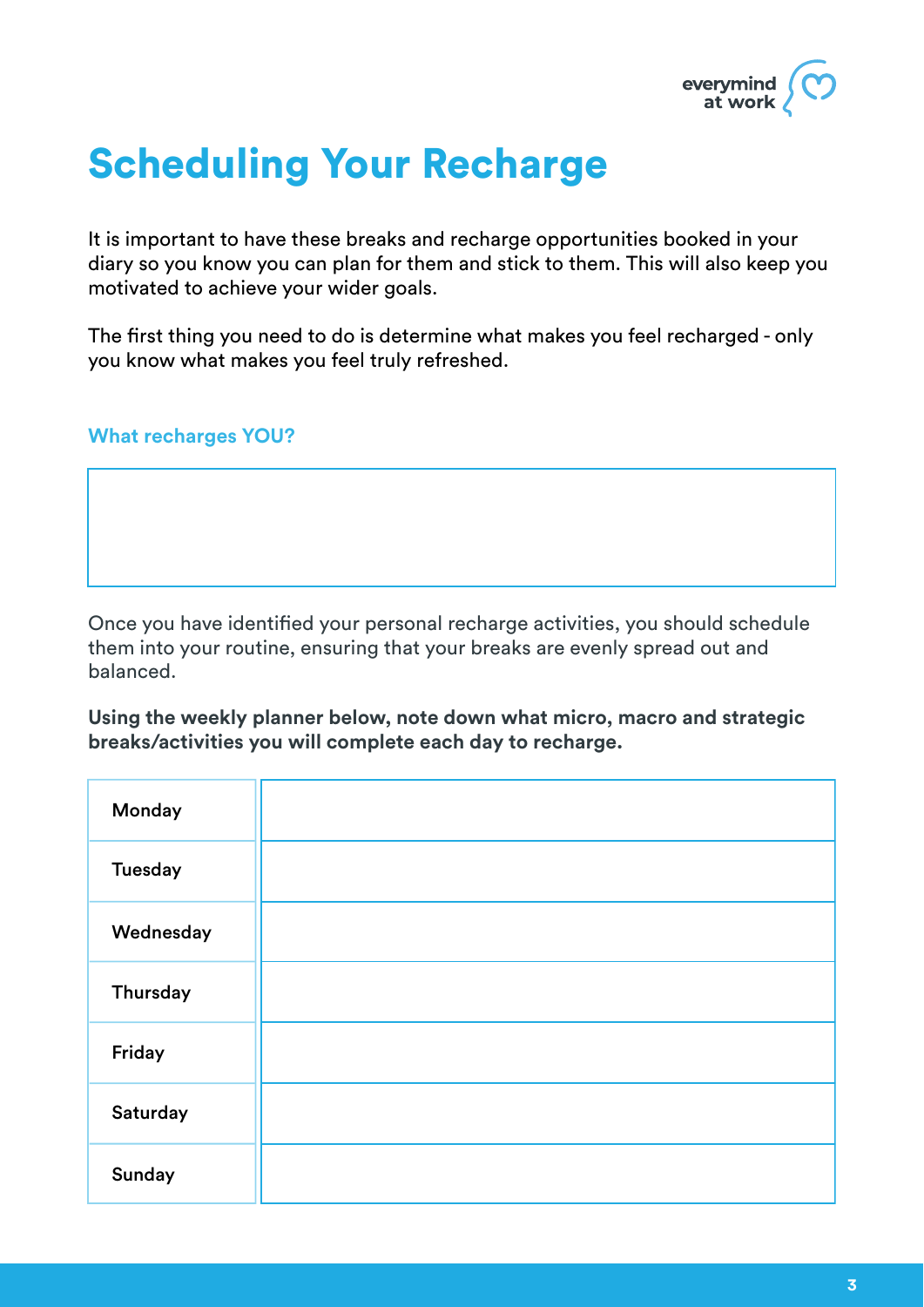# Scheduling Your Recharge

It is important to have these breaks and recharge opportunities booked in your diary so you know you can plan for them and stick to them. This will also keep you motivated to achieve your wider goals.

The first thing you need to do is determine what makes you feel recharged - only you know what makes you feel truly refreshed.

### What recharges YOU?

| |
|---|
| |

Once you have identified your personal recharge activities, you should schedule them into your routine, ensuring that your breaks are evenly spread out and balanced.

**Using the weekly planner below, note down what micro, macro and strategic breaks/activities you will complete each day to recharge.**

| | |
|---|---|
| Monday | |
| Tuesday | |
| Wednesday | |
| Thursday | |
| Friday | |
| Saturday | |
| Sunday | |